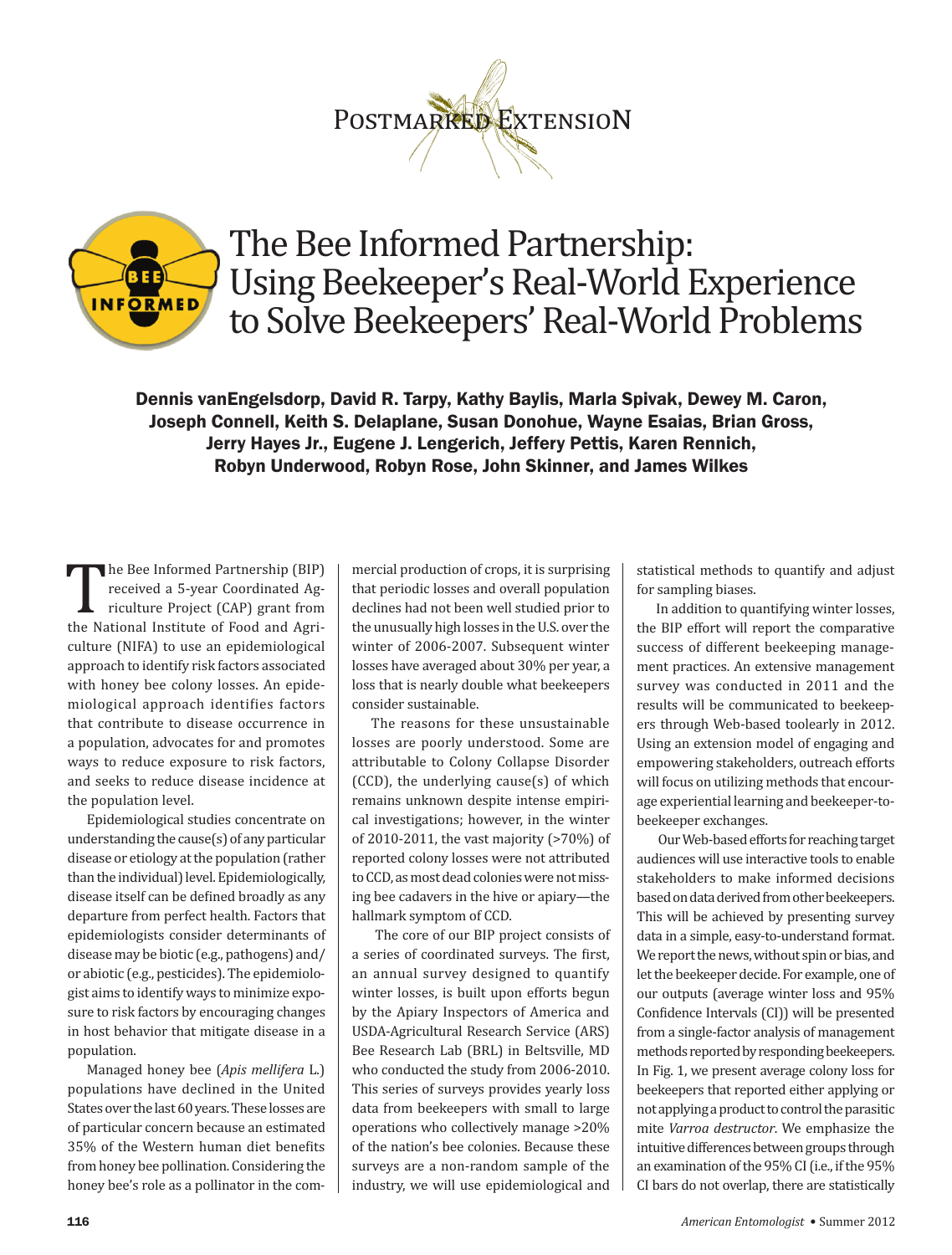Postmarked Extension

# The Bee Informed Partnership: Using Beekeeper's Real-World Experience to Solve Beekeepers' Real-World Problems

**Dennis vanEngelsdorp, David R. Tarpy, Kathy Baylis, Marla Spivak, Dewey M. Caron, Joseph Connell, Keith S. Delaplane, Susan Donohue, Wayne Esaias, Brian Gross, Jerry Hayes Jr., Eugene J. Lengerich, Jeffery Pettis, Karen Rennich, Robyn Underwood, Robyn Rose, John Skinner, and James Wilkes**

The Bee Informed Partnership (BIP) received a 5-year Coordinated Agriculture Project (CAP) grant from the National Institute of Food and Agriculture (NIFA) to use an epidemiological approach to identify risk factors associated with honey bee colony losses. An epidemiological approach identifies factors that contribute to disease occurrence in a population, advocates for and promotes ways to reduce exposure to risk factors, and seeks to reduce disease incidence at the population level.

Epidemiological studies concentrate on understanding the cause(s) of any particular disease or etiology at the population (rather than the individual) level. Epidemiologically, disease itself can be defined broadly as any departure from perfect health. Factors that epidemiologists consider determinants of disease may be biotic (e.g., pathogens) and/or abiotic (e.g., pesticides). The epidemiologist aims to identify ways to minimize exposure to risk factors by encouraging changes in host behavior that mitigate disease in a population.

Managed honey bee (*Apis mellifera* L.) populations have declined in the United States over the last 60 years. These losses are of particular concern because an estimated 35% of the Western human diet benefits from honey bee pollination. Considering the honey bee's role as a pollinator in the commercial production of crops, it is surprising that periodic losses and overall population declines had not been well studied prior to the unusually high losses in the U.S. over the winter of 2006-2007. Subsequent winter losses have averaged about 30% per year, a loss that is nearly double what beekeepers consider sustainable.

The reasons for these unsustainable losses are poorly understood. Some are attributable to Colony Collapse Disorder (CCD), the underlying cause(s) of which remains unknown despite intense empirical investigations; however, in the winter of 2010-2011, the vast majority (>70%) of reported colony losses were not attributed to CCD, as most dead colonies were not missing bee cadavers in the hive or apiary—the hallmark symptom of CCD.

The core of our BIP project consists of a series of coordinated surveys. The first, an annual survey designed to quantify winter losses, is built upon efforts begun by the Apiary Inspectors of America and USDA-Agricultural Research Service (ARS) Bee Research Lab (BRL) in Beltsville, MD who conducted the study from 2006-2010. This series of surveys provides yearly loss data from beekeepers with small to large operations who collectively manage >20% of the nation's bee colonies. Because these surveys are a non-random sample of the industry, we will use epidemiological and statistical methods to quantify and adjust for sampling biases.

In addition to quantifying winter losses, the BIP effort will report the comparative success of different beekeeping management practices. An extensive management survey was conducted in 2011 and the results will be communicated to beekeepers through Web-based toolearly in 2012. Using an extension model of engaging and empowering stakeholders, outreach efforts will focus on utilizing methods that encourage experiential learning and beekeeper-to-beekeeper exchanges.

Our Web-based efforts for reaching target audiences will use interactive tools to enable stakeholders to make informed decisions based on data derived from other beekeepers. This will be achieved by presenting survey data in a simple, easy-to-understand format. We report the news, without spin or bias, and let the beekeeper decide. For example, one of our outputs (average winter loss and 95% Confidence Intervals (CI)) will be presented from a single-factor analysis of management methods reported by responding beekeepers. In Fig. 1, we present average colony loss for beekeepers that reported either applying or not applying a product to control the parasitic mite *Varroa destructor*. We emphasize the intuitive differences between groups through an examination of the 95% CI (i.e., if the 95% CI bars do not overlap, there are statistically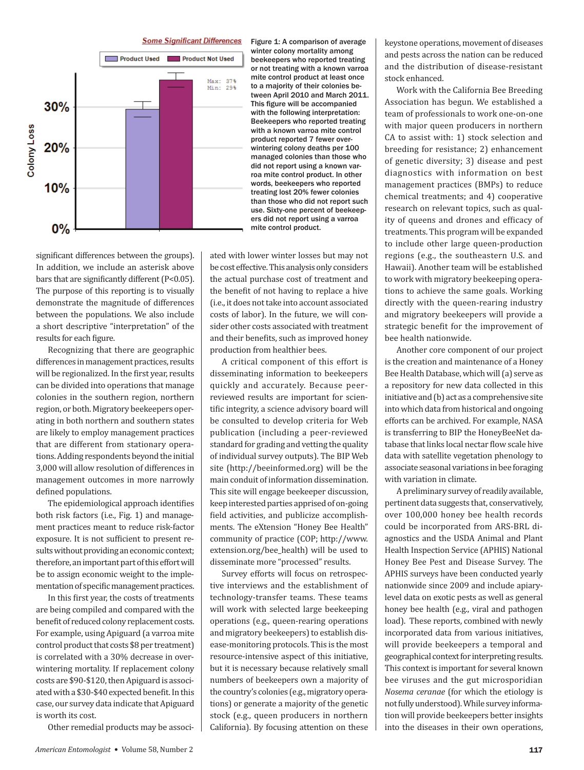Figure 1: A comparison of average winter colony mortality among beekeepers who reported treating or not treating with a known varroa mite control product at least once to a majority of their colonies between April 2010 and March 2011. This figure will be accompanied with the following interpretation: Beekeepers who reported treating with a known varroa mite control product reported 7 fewer overwintering colony deaths per 100 managed colonies than those who did not report using a known varroa mite control product. In other words, beekeepers who reported treating lost 20% fewer colonies than those who did not report such use. Sixty-one percent of beekeepers did not report using a varroa mite control product.

significant differences between the groups). In addition, we include an asterisk above bars that are significantly different (P<0.05). The purpose of this reporting is to visually demonstrate the magnitude of differences between the populations. We also include a short descriptive "interpretation" of the results for each figure.

Recognizing that there are geographic differences in management practices, results will be regionalized. In the first year, results can be divided into operations that manage colonies in the southern region, northern region, or both. Migratory beekeepers operating in both northern and southern states are likely to employ management practices that are different from stationary operations. Adding respondents beyond the initial 3,000 will allow resolution of differences in management outcomes in more narrowly defined populations.

The epidemiological approach identifies both risk factors (i.e., Fig. 1) and management practices meant to reduce risk-factor exposure. It is not sufficient to present results without providing an economic context; therefore, an important part of this effort will be to assign economic weight to the implementation of specific management practices.

In this first year, the costs of treatments are being compiled and compared with the benefit of reduced colony replacement costs. For example, using Apiguard (a varroa mite control product that costs $8 per treatment) is correlated with a 30% decrease in overwintering mortality. If replacement colony costs are $90-$120, then Apiguard is associated with a $30-$40 expected benefit. In this case, our survey data indicate that Apiguard is worth its cost.

Other remedial products may be associated with lower winter losses but may not be cost effective. This analysis only considers the actual purchase cost of treatment and the benefit of not having to replace a hive (i.e., it does not take into account associated costs of labor). In the future, we will consider other costs associated with treatment and their benefits, such as improved honey production from healthier bees.

A critical component of this effort is disseminating information to beekeepers quickly and accurately. Because peer-reviewed results are important for scientific integrity, a science advisory board will be consulted to develop criteria for Web publication (including a peer-reviewed standard for grading and vetting the quality of individual survey outputs). The BIP Web site (http://beeinformed.org) will be the main conduit of information dissemination. This site will engage beekeeper discussion, keep interested parties apprised of on-going field activities, and publicize accomplishments. The eXtension "Honey Bee Health" community of practice (COP; http://www.extension.org/bee_health) will be used to disseminate more "processed" results.

Survey efforts will focus on retrospective interviews and the establishment of technology-transfer teams. These teams will work with selected large beekeeping operations (e.g., queen-rearing operations and migratory beekeepers) to establish disease-monitoring protocols. This is the most resource-intensive aspect of this initiative, but it is necessary because relatively small numbers of beekeepers own a majority of the country's colonies (e.g., migratory operations) or generate a majority of the genetic stock (e.g., queen producers in northern California). By focusing attention on these keystone operations, movement of diseases and pests across the nation can be reduced and the distribution of disease-resistant stock enhanced.

Work with the California Bee Breeding Association has begun. We established a team of professionals to work one-on-one with major queen producers in northern CA to assist with: 1) stock selection and breeding for resistance; 2) enhancement of genetic diversity; 3) disease and pest diagnostics with information on best management practices (BMPs) to reduce chemical treatments; and 4) cooperative research on relevant topics, such as quality of queens and drones and efficacy of treatments. This program will be expanded to include other large queen-production regions (e.g., the southeastern U.S. and Hawaii). Another team will be established to work with migratory beekeeping operations to achieve the same goals. Working directly with the queen-rearing industry and migratory beekeepers will provide a strategic benefit for the improvement of bee health nationwide.

Another core component of our project is the creation and maintenance of a Honey Bee Health Database, which will (a) serve as a repository for new data collected in this initiative and (b) act as a comprehensive site into which data from historical and ongoing efforts can be archived. For example, NASA is transferring to BIP the HoneyBeeNet database that links local nectar flow scale hive data with satellite vegetation phenology to associate seasonal variations in bee foraging with variation in climate.

A preliminary survey of readily available, pertinent data suggests that, conservatively, over 100,000 honey bee health records could be incorporated from ARS-BRL diagnostics and the USDA Animal and Plant Health Inspection Service (APHIS) National Honey Bee Pest and Disease Survey. The APHIS surveys have been conducted yearly nationwide since 2009 and include apiary-level data on exotic pests as well as general honey bee health (e.g., viral and pathogen load). These reports, combined with newly incorporated data from various initiatives, will provide beekeepers a temporal and geographical context for interpreting results. This context is important for several known bee viruses and the gut microsporidian *Nosema ceranae* (for which the etiology is not fully understood). While survey information will provide beekeepers better insights into the diseases in their own operations,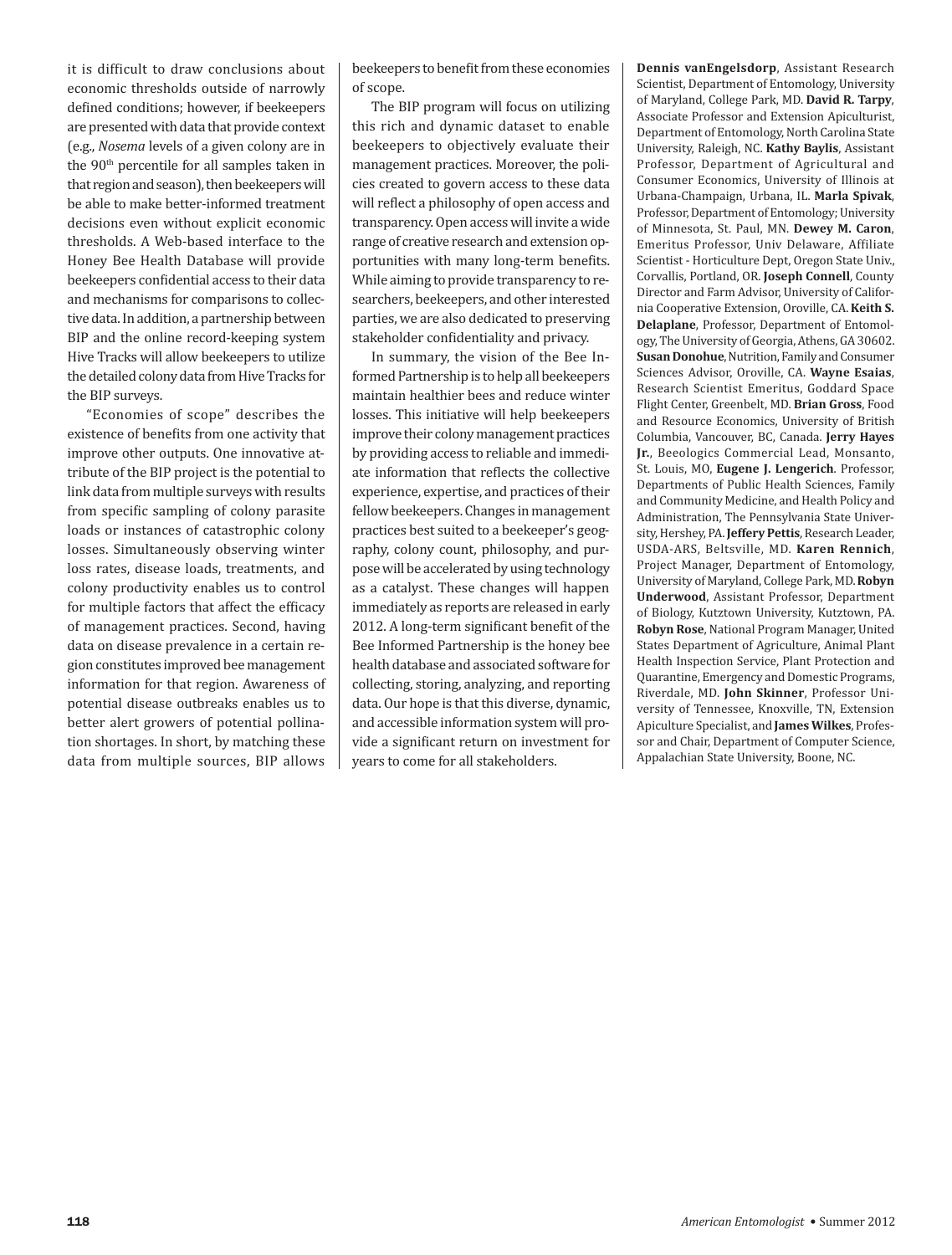it is difficult to draw conclusions about economic thresholds outside of narrowly defined conditions; however, if beekeepers are presented with data that provide context (e.g., *Nosema* levels of a given colony are in the 90th percentile for all samples taken in that region and season), then beekeepers will be able to make better-informed treatment decisions even without explicit economic thresholds. A Web-based interface to the Honey Bee Health Database will provide beekeepers confidential access to their data and mechanisms for comparisons to collective data. In addition, a partnership between BIP and the online record-keeping system Hive Tracks will allow beekeepers to utilize the detailed colony data from Hive Tracks for the BIP surveys.

"Economies of scope" describes the existence of benefits from one activity that improve other outputs. One innovative attribute of the BIP project is the potential to link data from multiple surveys with results from specific sampling of colony parasite loads or instances of catastrophic colony losses. Simultaneously observing winter loss rates, disease loads, treatments, and colony productivity enables us to control for multiple factors that affect the efficacy of management practices. Second, having data on disease prevalence in a certain region constitutes improved bee management information for that region. Awareness of potential disease outbreaks enables us to better alert growers of potential pollination shortages. In short, by matching these data from multiple sources, BIP allows beekeepers to benefit from these economies of scope.

The BIP program will focus on utilizing this rich and dynamic dataset to enable beekeepers to objectively evaluate their management practices. Moreover, the policies created to govern access to these data will reflect a philosophy of open access and transparency. Open access will invite a wide range of creative research and extension opportunities with many long-term benefits. While aiming to provide transparency to researchers, beekeepers, and other interested parties, we are also dedicated to preserving stakeholder confidentiality and privacy.

In summary, the vision of the Bee Informed Partnership is to help all beekeepers maintain healthier bees and reduce winter losses. This initiative will help beekeepers improve their colony management practices by providing access to reliable and immediate information that reflects the collective experience, expertise, and practices of their fellow beekeepers. Changes in management practices best suited to a beekeeper's geography, colony count, philosophy, and purpose will be accelerated by using technology as a catalyst. These changes will happen immediately as reports are released in early 2012. A long-term significant benefit of the Bee Informed Partnership is the honey bee health database and associated software for collecting, storing, analyzing, and reporting data. Our hope is that this diverse, dynamic, and accessible information system will provide a significant return on investment for years to come for all stakeholders.

**Dennis vanEngelsdorp**, Assistant Research Scientist, Department of Entomology, University of Maryland, College Park, MD. **David R. Tarpy**, Associate Professor and Extension Apiculturist, Department of Entomology, North Carolina State University, Raleigh, NC. **Kathy Baylis**, Assistant Professor, Department of Agricultural and Consumer Economics, University of Illinois at Urbana-Champaign, Urbana, IL. **Marla Spivak**, Professor, Department of Entomology; University of Minnesota, St. Paul, MN. **Dewey M. Caron**, Emeritus Professor, Univ Delaware, Affiliate Scientist - Horticulture Dept, Oregon State Univ., Corvallis, Portland, OR. **Joseph Connell**, County Director and Farm Advisor, University of California Cooperative Extension, Oroville, CA. **Keith S. Delaplane**, Professor, Department of Entomology, The University of Georgia, Athens, GA 30602. **Susan Donohue**, Nutrition, Family and Consumer Sciences Advisor, Oroville, CA. **Wayne Esaias**, Research Scientist Emeritus, Goddard Space Flight Center, Greenbelt, MD. **Brian Gross**, Food and Resource Economics, University of British Columbia, Vancouver, BC, Canada. **Jerry Hayes Jr.**, Beeologics Commercial Lead, Monsanto, St. Louis, MO, **Eugene J. Lengerich**. Professor, Departments of Public Health Sciences, Family and Community Medicine, and Health Policy and Administration, The Pennsylvania State University, Hershey, PA. **Jeffery Pettis**, Research Leader, USDA-ARS, Beltsville, MD. **Karen Rennich**, Project Manager, Department of Entomology, University of Maryland, College Park, MD. **Robyn Underwood**, Assistant Professor, Department of Biology, Kutztown University, Kutztown, PA. **Robyn Rose**, National Program Manager, United States Department of Agriculture, Animal Plant Health Inspection Service, Plant Protection and Quarantine, Emergency and Domestic Programs, Riverdale, MD. **John Skinner**, Professor University of Tennessee, Knoxville, TN, Extension Apiculture Specialist, and **James Wilkes**, Professor and Chair, Department of Computer Science, Appalachian State University, Boone, NC.